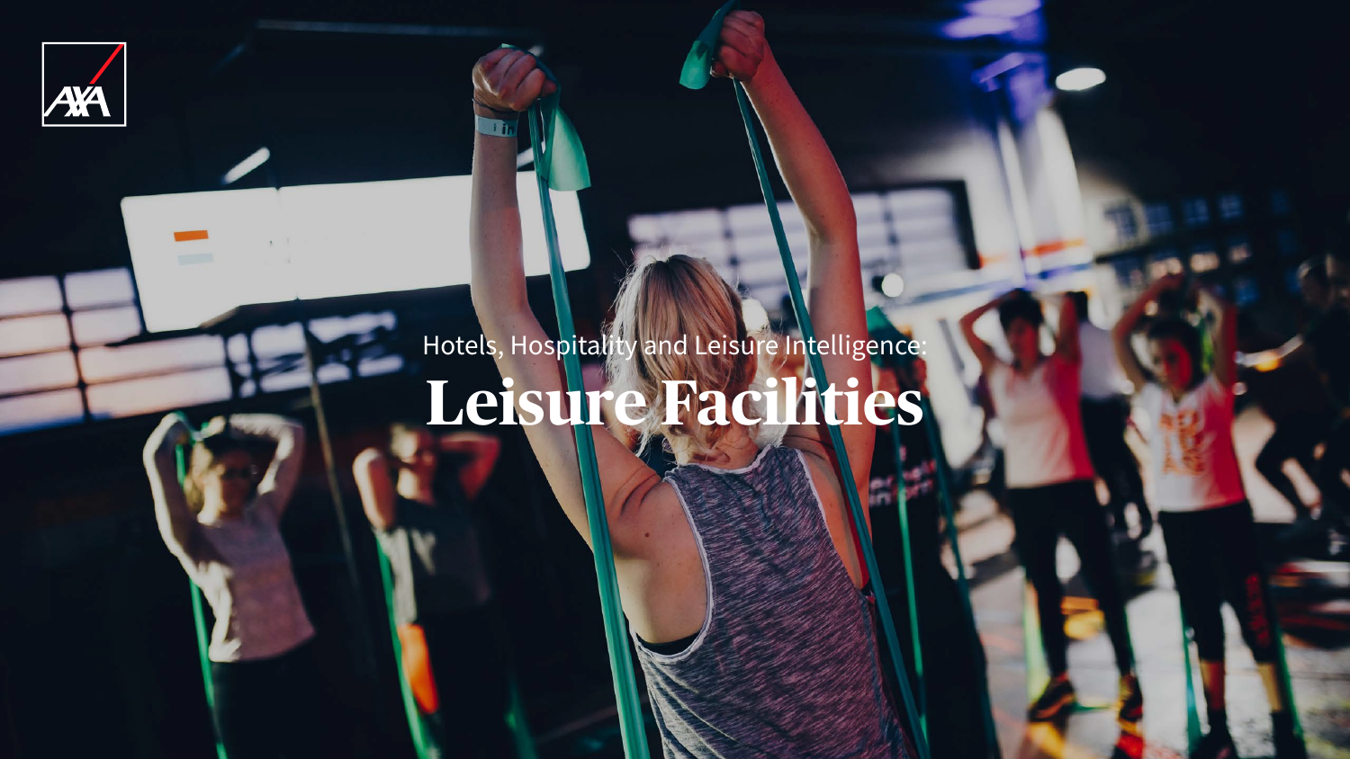Hotels, Hospitality and Leisure Intelligence:

# Leisure Facilities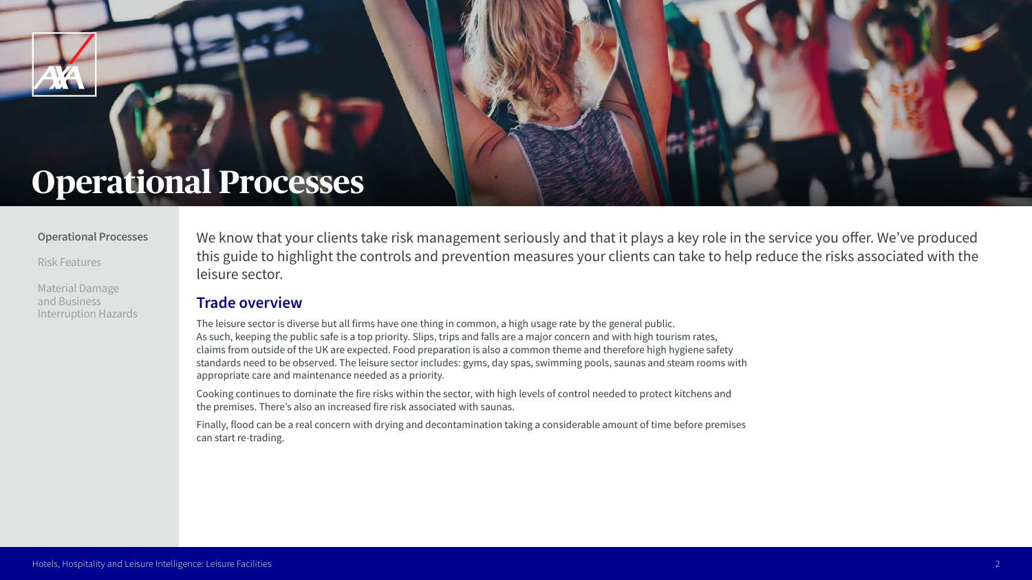# Operational Processes

We know that your clients take risk management seriously and that it plays a key role in the service you offer. We've produced this guide to highlight the controls and prevention measures your clients can take to help reduce the risks associated with the leisure sector.

## Trade overview

The leisure sector is diverse but all firms have one thing in common, a high usage rate by the general public. As such, keeping the public safe is a top priority. Slips, trips and falls are a major concern and with high tourism rates, claims from outside of the UK are expected. Food preparation is also a common theme and therefore high hygiene safety standards need to be observed. The leisure sector includes: gyms, day spas, swimming pools, saunas and steam rooms with appropriate care and maintenance needed as a priority.

Cooking continues to dominate the fire risks within the sector, with high levels of control needed to protect kitchens and the premises. There's also an increased fire risk associated with saunas.

Finally, flood can be a real concern with drying and decontamination taking a considerable amount of time before premises can start re-trading.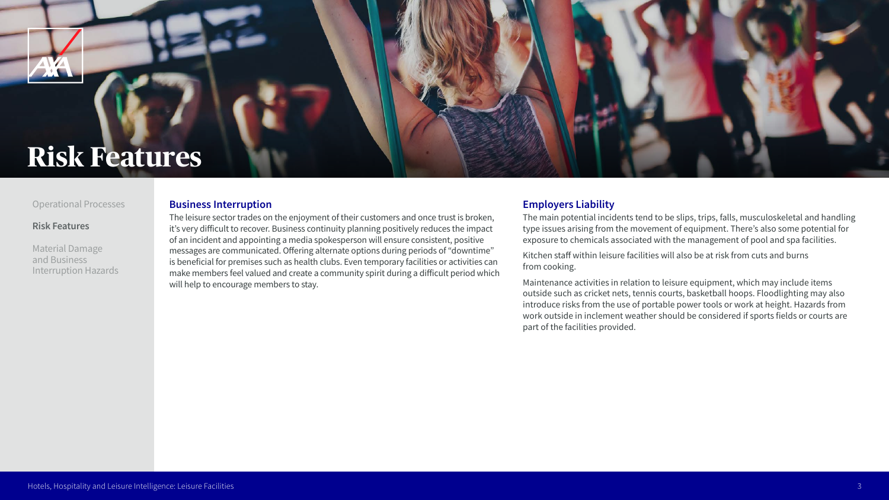# Risk Features

## Business Interruption

The leisure sector trades on the enjoyment of their customers and once trust is broken, it's very difficult to recover. Business continuity planning positively reduces the impact of an incident and appointing a media spokesperson will ensure consistent, positive messages are communicated. Offering alternate options during periods of "downtime" is beneficial for premises such as health clubs. Even temporary facilities or activities can make members feel valued and create a community spirit during a difficult period which will help to encourage members to stay.

## Employers Liability

The main potential incidents tend to be slips, trips, falls, musculoskeletal and handling type issues arising from the movement of equipment. There's also some potential for exposure to chemicals associated with the management of pool and spa facilities.

Kitchen staff within leisure facilities will also be at risk from cuts and burns from cooking.

Maintenance activities in relation to leisure equipment, which may include items outside such as cricket nets, tennis courts, basketball hoops. Floodlighting may also introduce risks from the use of portable power tools or work at height. Hazards from work outside in inclement weather should be considered if sports fields or courts are part of the facilities provided.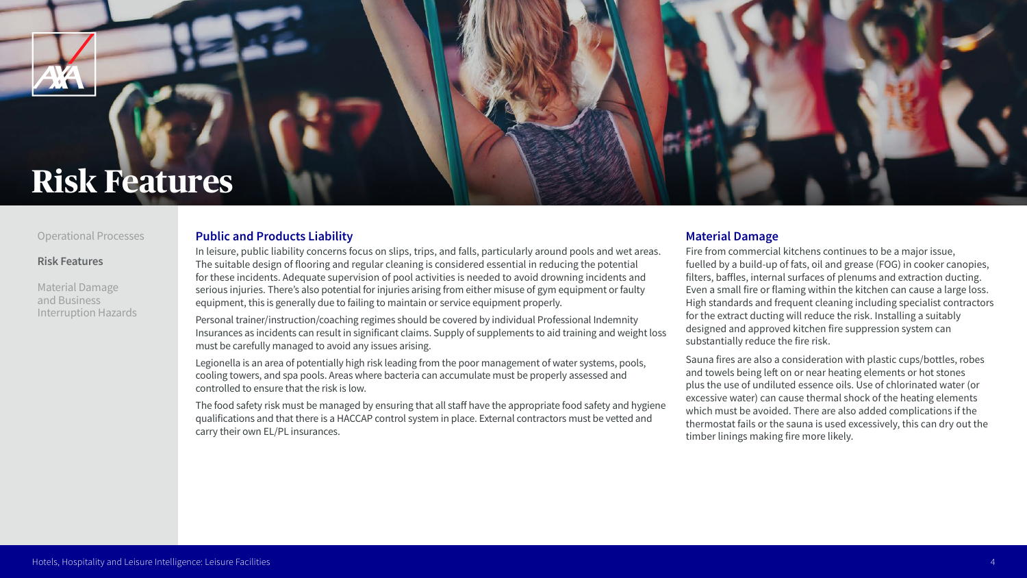# Risk Features

## Public and Products Liability

In leisure, public liability concerns focus on slips, trips, and falls, particularly around pools and wet areas. The suitable design of flooring and regular cleaning is considered essential in reducing the potential for these incidents. Adequate supervision of pool activities is needed to avoid drowning incidents and serious injuries. There's also potential for injuries arising from either misuse of gym equipment or faulty equipment, this is generally due to failing to maintain or service equipment properly.

Personal trainer/instruction/coaching regimes should be covered by individual Professional Indemnity Insurances as incidents can result in significant claims. Supply of supplements to aid training and weight loss must be carefully managed to avoid any issues arising.

Legionella is an area of potentially high risk leading from the poor management of water systems, pools, cooling towers, and spa pools. Areas where bacteria can accumulate must be properly assessed and controlled to ensure that the risk is low.

The food safety risk must be managed by ensuring that all staff have the appropriate food safety and hygiene qualifications and that there is a HACCAP control system in place. External contractors must be vetted and carry their own EL/PL insurances.

## Material Damage

Fire from commercial kitchens continues to be a major issue, fuelled by a build-up of fats, oil and grease (FOG) in cooker canopies, filters, baffles, internal surfaces of plenums and extraction ducting. Even a small fire or flaming within the kitchen can cause a large loss. High standards and frequent cleaning including specialist contractors for the extract ducting will reduce the risk. Installing a suitably designed and approved kitchen fire suppression system can substantially reduce the fire risk.

Sauna fires are also a consideration with plastic cups/bottles, robes and towels being left on or near heating elements or hot stones plus the use of undiluted essence oils. Use of chlorinated water (or excessive water) can cause thermal shock of the heating elements which must be avoided. There are also added complications if the thermostat fails or the sauna is used excessively, this can dry out the timber linings making fire more likely.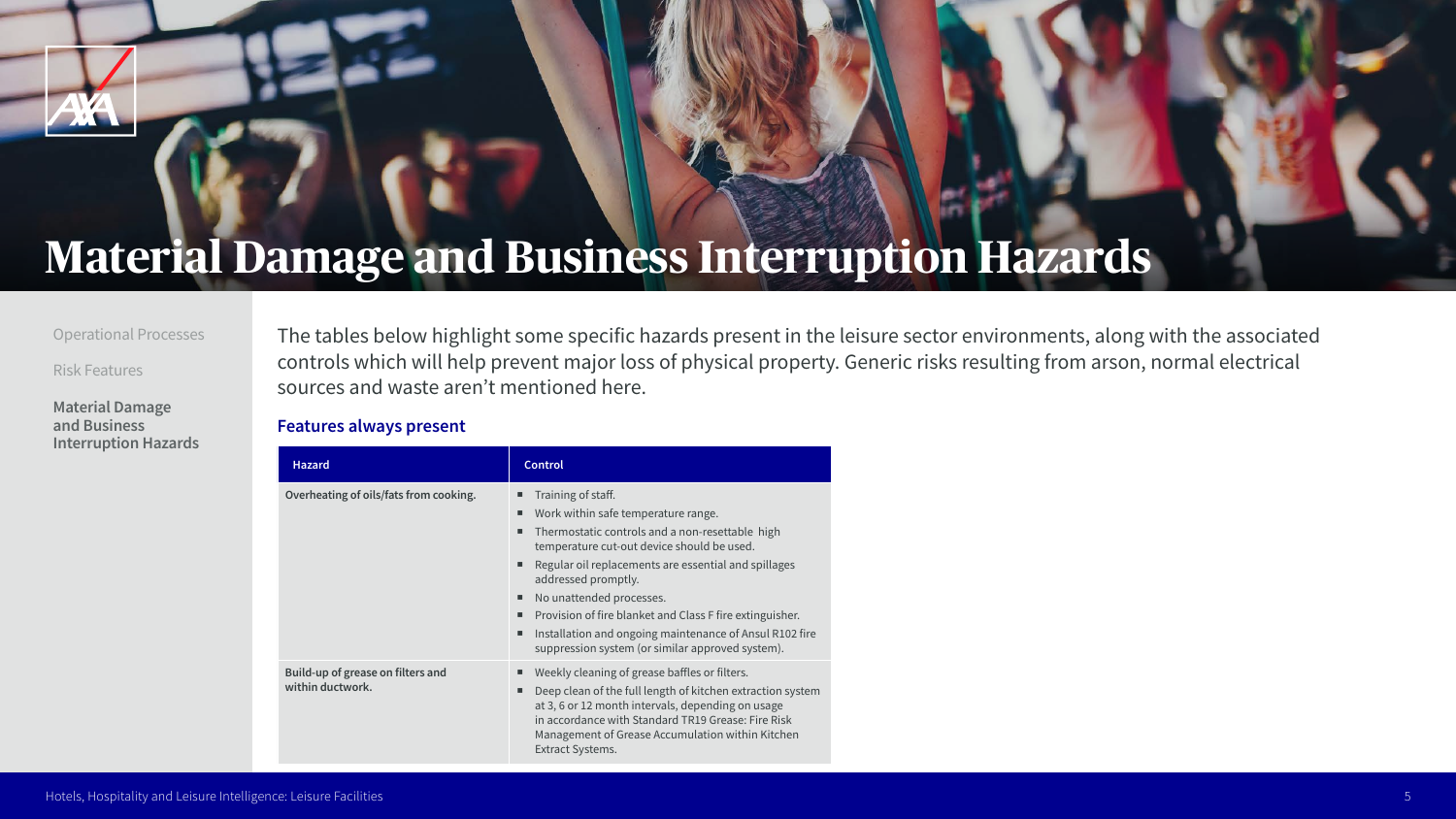# Material Damage and Business Interruption Hazards

Operational Processes

Risk Features

**Material Damage and Business Interruption Hazards**

The tables below highlight some specific hazards present in the leisure sector environments, along with the associated controls which will help prevent major loss of physical property. Generic risks resulting from arson, normal electrical sources and waste aren't mentioned here.

### Features always present

| Hazard | Control |
|---|---|
| **Overheating of oils/fats from cooking.** | ▪ Training of staff.<br>▪ Work within safe temperature range.<br>▪ Thermostatic controls and a non-resettable high temperature cut-out device should be used.<br>▪ Regular oil replacements are essential and spillages addressed promptly.<br>▪ No unattended processes.<br>▪ Provision of fire blanket and Class F fire extinguisher.<br>▪ Installation and ongoing maintenance of Ansul R102 fire suppression system (or similar approved system). |
| **Build-up of grease on filters and within ductwork.** | ▪ Weekly cleaning of grease baffles or filters.<br>▪ Deep clean of the full length of kitchen extraction system at 3, 6 or 12 month intervals, depending on usage in accordance with Standard TR19 Grease: Fire Risk Management of Grease Accumulation within Kitchen Extract Systems. |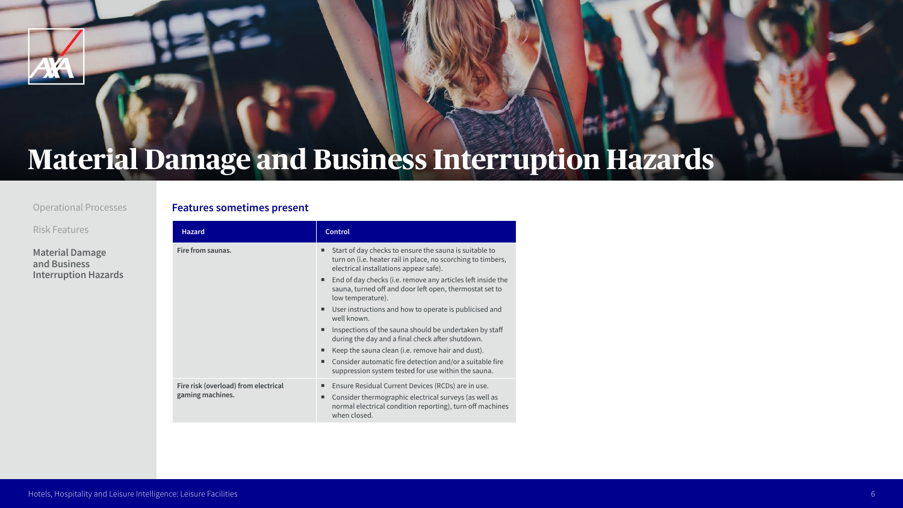# Material Damage and Business Interruption Hazards

Operational Processes

Risk Features

**Material Damage and Business Interruption Hazards**

## Features sometimes present

| Hazard | Control |
|---|---|
| **Fire from saunas.** | ■ Start of day checks to ensure the sauna is suitable to turn on (i.e. heater rail in place, no scorching to timbers, electrical installations appear safe).<br>■ End of day checks (i.e. remove any articles left inside the sauna, turned off and door left open, thermostat set to low temperature).<br>■ User instructions and how to operate is publicised and well known.<br>■ Inspections of the sauna should be undertaken by staff during the day and a final check after shutdown.<br>■ Keep the sauna clean (i.e. remove hair and dust).<br>■ Consider automatic fire detection and/or a suitable fire suppression system tested for use within the sauna. |
| **Fire risk (overload) from electrical gaming machines.** | ■ Ensure Residual Current Devices (RCDs) are in use.<br>■ Consider thermographic electrical surveys (as well as normal electrical condition reporting), turn off machines when closed. |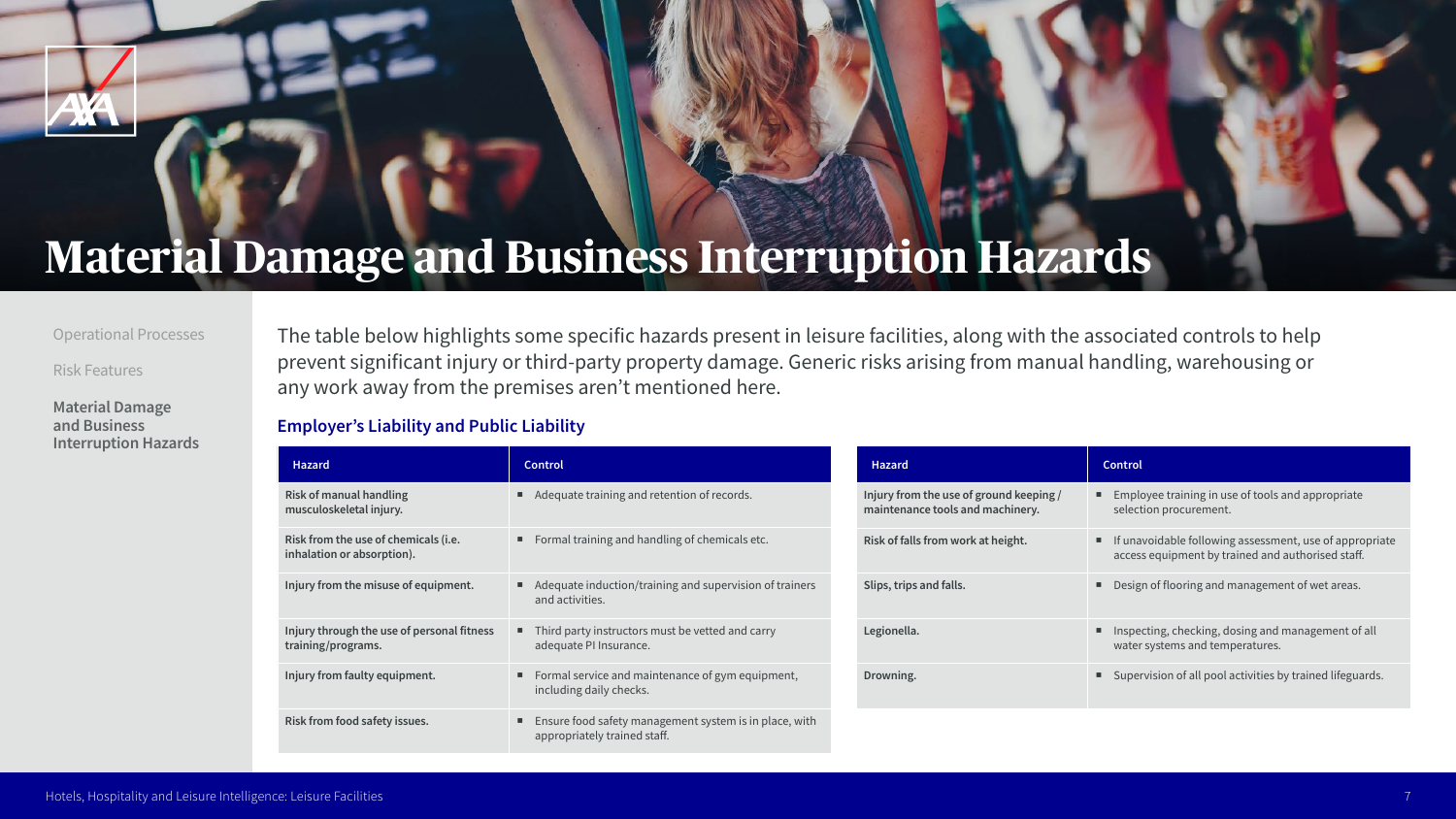# Material Damage and Business Interruption Hazards

Operational Processes

Risk Features

**Material Damage and Business Interruption Hazards**

The table below highlights some specific hazards present in leisure facilities, along with the associated controls to help prevent significant injury or third-party property damage. Generic risks arising from manual handling, warehousing or any work away from the premises aren't mentioned here.

### Employer's Liability and Public Liability

| Hazard | Control |
|---|---|
| **Risk of manual handling musculoskeletal injury.** | ■ Adequate training and retention of records. |
| **Risk from the use of chemicals (i.e. inhalation or absorption).** | ■ Formal training and handling of chemicals etc. |
| **Injury from the misuse of equipment.** | ■ Adequate induction/training and supervision of trainers and activities. |
| **Injury through the use of personal fitness training/programs.** | ■ Third party instructors must be vetted and carry adequate PI Insurance. |
| **Injury from faulty equipment.** | ■ Formal service and maintenance of gym equipment, including daily checks. |
| **Risk from food safety issues.** | ■ Ensure food safety management system is in place, with appropriately trained staff. |

| Hazard | Control |
|---|---|
| **Injury from the use of ground keeping / maintenance tools and machinery.** | ■ Employee training in use of tools and appropriate selection procurement. |
| **Risk of falls from work at height.** | ■ If unavoidable following assessment, use of appropriate access equipment by trained and authorised staff. |
| **Slips, trips and falls.** | ■ Design of flooring and management of wet areas. |
| **Legionella.** | ■ Inspecting, checking, dosing and management of all water systems and temperatures. |
| **Drowning.** | ■ Supervision of all pool activities by trained lifeguards. |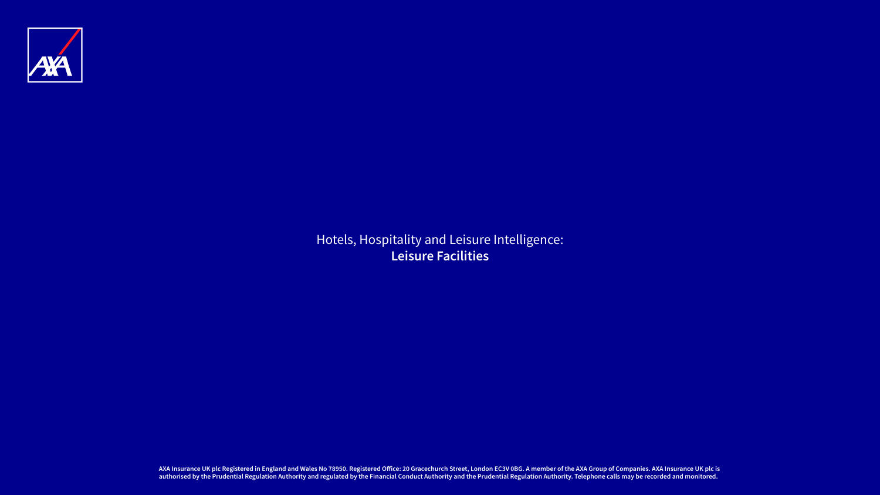Hotels, Hospitality and Leisure Intelligence:
**Leisure Facilities**

**AXA Insurance UK plc Registered in England and Wales No 78950. Registered Office: 20 Gracechurch Street, London EC3V 0BG. A member of the AXA Group of Companies. AXA Insurance UK plc is authorised by the Prudential Regulation Authority and regulated by the Financial Conduct Authority and the Prudential Regulation Authority. Telephone calls may be recorded and monitored.**